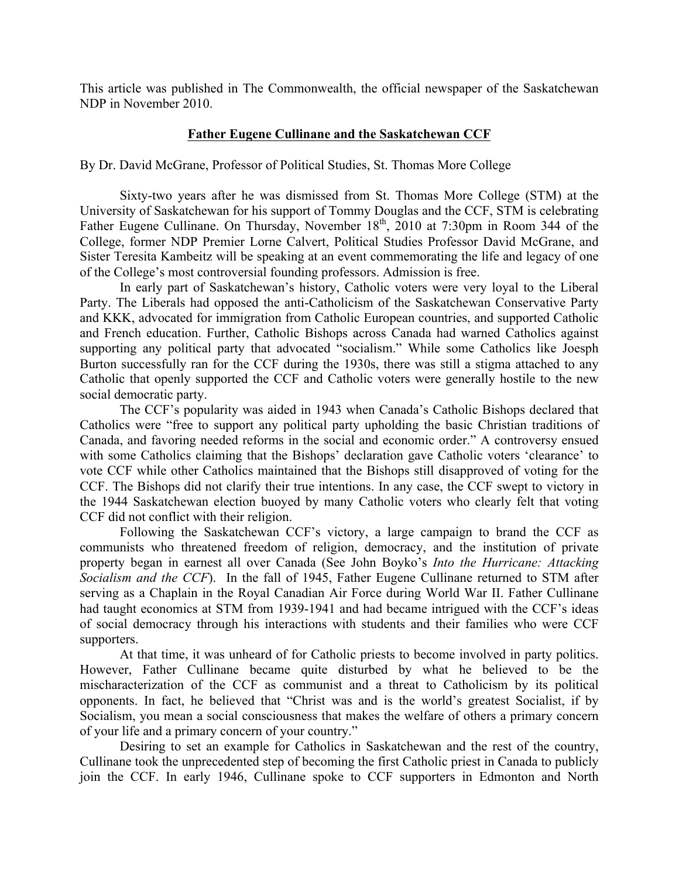This article was published in The Commonwealth, the official newspaper of the Saskatchewan NDP in November 2010.

**Father Eugene Cullinane and the Saskatchewan CCF**

By Dr. David McGrane, Professor of Political Studies, St. Thomas More College

Sixty-two years after he was dismissed from St. Thomas More College (STM) at the University of Saskatchewan for his support of Tommy Douglas and the CCF, STM is celebrating Father Eugene Cullinane. On Thursday, November 18th, 2010 at 7:30pm in Room 344 of the College, former NDP Premier Lorne Calvert, Political Studies Professor David McGrane, and Sister Teresita Kambeitz will be speaking at an event commemorating the life and legacy of one of the College's most controversial founding professors. Admission is free.

In early part of Saskatchewan's history, Catholic voters were very loyal to the Liberal Party. The Liberals had opposed the anti-Catholicism of the Saskatchewan Conservative Party and KKK, advocated for immigration from Catholic European countries, and supported Catholic and French education. Further, Catholic Bishops across Canada had warned Catholics against supporting any political party that advocated "socialism." While some Catholics like Joesph Burton successfully ran for the CCF during the 1930s, there was still a stigma attached to any Catholic that openly supported the CCF and Catholic voters were generally hostile to the new social democratic party.

The CCF's popularity was aided in 1943 when Canada's Catholic Bishops declared that Catholics were "free to support any political party upholding the basic Christian traditions of Canada, and favoring needed reforms in the social and economic order." A controversy ensued with some Catholics claiming that the Bishops' declaration gave Catholic voters 'clearance' to vote CCF while other Catholics maintained that the Bishops still disapproved of voting for the CCF. The Bishops did not clarify their true intentions. In any case, the CCF swept to victory in the 1944 Saskatchewan election buoyed by many Catholic voters who clearly felt that voting CCF did not conflict with their religion.

Following the Saskatchewan CCF's victory, a large campaign to brand the CCF as communists who threatened freedom of religion, democracy, and the institution of private property began in earnest all over Canada (See John Boyko's *Into the Hurricane: Attacking Socialism and the CCF*). In the fall of 1945, Father Eugene Cullinane returned to STM after serving as a Chaplain in the Royal Canadian Air Force during World War II. Father Cullinane had taught economics at STM from 1939-1941 and had became intrigued with the CCF's ideas of social democracy through his interactions with students and their families who were CCF supporters.

At that time, it was unheard of for Catholic priests to become involved in party politics. However, Father Cullinane became quite disturbed by what he believed to be the mischaracterization of the CCF as communist and a threat to Catholicism by its political opponents. In fact, he believed that "Christ was and is the world's greatest Socialist, if by Socialism, you mean a social consciousness that makes the welfare of others a primary concern of your life and a primary concern of your country."

Desiring to set an example for Catholics in Saskatchewan and the rest of the country, Cullinane took the unprecedented step of becoming the first Catholic priest in Canada to publicly join the CCF. In early 1946, Cullinane spoke to CCF supporters in Edmonton and North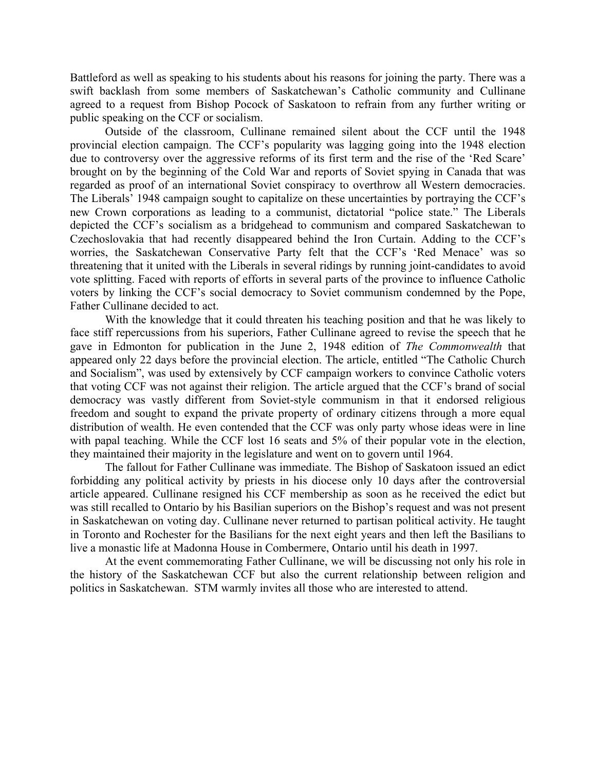Battleford as well as speaking to his students about his reasons for joining the party. There was a swift backlash from some members of Saskatchewan's Catholic community and Cullinane agreed to a request from Bishop Pocock of Saskatoon to refrain from any further writing or public speaking on the CCF or socialism.

Outside of the classroom, Cullinane remained silent about the CCF until the 1948 provincial election campaign. The CCF's popularity was lagging going into the 1948 election due to controversy over the aggressive reforms of its first term and the rise of the 'Red Scare' brought on by the beginning of the Cold War and reports of Soviet spying in Canada that was regarded as proof of an international Soviet conspiracy to overthrow all Western democracies. The Liberals' 1948 campaign sought to capitalize on these uncertainties by portraying the CCF's new Crown corporations as leading to a communist, dictatorial "police state." The Liberals depicted the CCF's socialism as a bridgehead to communism and compared Saskatchewan to Czechoslovakia that had recently disappeared behind the Iron Curtain. Adding to the CCF's worries, the Saskatchewan Conservative Party felt that the CCF's 'Red Menace' was so threatening that it united with the Liberals in several ridings by running joint-candidates to avoid vote splitting. Faced with reports of efforts in several parts of the province to influence Catholic voters by linking the CCF's social democracy to Soviet communism condemned by the Pope, Father Cullinane decided to act.

With the knowledge that it could threaten his teaching position and that he was likely to face stiff repercussions from his superiors, Father Cullinane agreed to revise the speech that he gave in Edmonton for publication in the June 2, 1948 edition of *The Commonwealth* that appeared only 22 days before the provincial election. The article, entitled "The Catholic Church and Socialism", was used by extensively by CCF campaign workers to convince Catholic voters that voting CCF was not against their religion. The article argued that the CCF's brand of social democracy was vastly different from Soviet-style communism in that it endorsed religious freedom and sought to expand the private property of ordinary citizens through a more equal distribution of wealth. He even contended that the CCF was only party whose ideas were in line with papal teaching. While the CCF lost 16 seats and 5% of their popular vote in the election, they maintained their majority in the legislature and went on to govern until 1964.

The fallout for Father Cullinane was immediate. The Bishop of Saskatoon issued an edict forbidding any political activity by priests in his diocese only 10 days after the controversial article appeared. Cullinane resigned his CCF membership as soon as he received the edict but was still recalled to Ontario by his Basilian superiors on the Bishop's request and was not present in Saskatchewan on voting day. Cullinane never returned to partisan political activity. He taught in Toronto and Rochester for the Basilians for the next eight years and then left the Basilians to live a monastic life at Madonna House in Combermere, Ontario until his death in 1997.

At the event commemorating Father Cullinane, we will be discussing not only his role in the history of the Saskatchewan CCF but also the current relationship between religion and politics in Saskatchewan. STM warmly invites all those who are interested to attend.